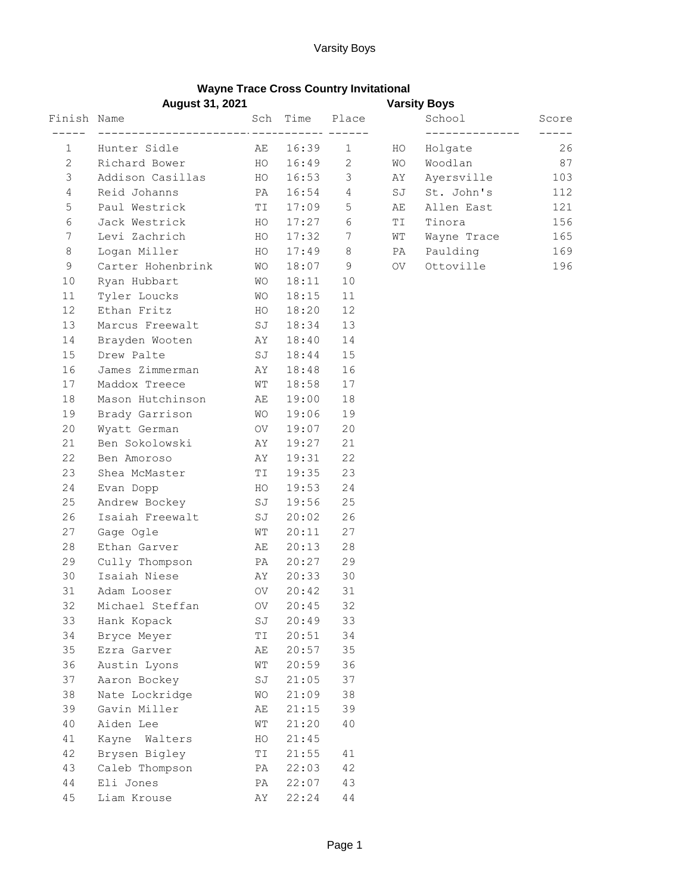# Wayne Trace Cross Country Invitational

**August 31, 2021**

**Varsity Boys**

| Finish | Name | Sch | Time | Place |
|---|---|---|---|---|
| 1 | Hunter Sidle | AE | 16:39 | 1 |
| 2 | Richard Bower | HO | 16:49 | 2 |
| 3 | Addison Casillas | HO | 16:53 | 3 |
| 4 | Reid Johanns | PA | 16:54 | 4 |
| 5 | Paul Westrick | TI | 17:09 | 5 |
| 6 | Jack Westrick | HO | 17:27 | 6 |
| 7 | Levi Zachrich | HO | 17:32 | 7 |
| 8 | Logan Miller | HO | 17:49 | 8 |
| 9 | Carter Hohenbrink | WO | 18:07 | 9 |
| 10 | Ryan Hubbart | WO | 18:11 | 10 |
| 11 | Tyler Loucks | WO | 18:15 | 11 |
| 12 | Ethan Fritz | HO | 18:20 | 12 |
| 13 | Marcus Freewalt | SJ | 18:34 | 13 |
| 14 | Brayden Wooten | AY | 18:40 | 14 |
| 15 | Drew Palte | SJ | 18:44 | 15 |
| 16 | James Zimmerman | AY | 18:48 | 16 |
| 17 | Maddox Treece | WT | 18:58 | 17 |
| 18 | Mason Hutchinson | AE | 19:00 | 18 |
| 19 | Brady Garrison | WO | 19:06 | 19 |
| 20 | Wyatt German | OV | 19:07 | 20 |
| 21 | Ben Sokolowski | AY | 19:27 | 21 |
| 22 | Ben Amoroso | AY | 19:31 | 22 |
| 23 | Shea McMaster | TI | 19:35 | 23 |
| 24 | Evan Dopp | HO | 19:53 | 24 |
| 25 | Andrew Bockey | SJ | 19:56 | 25 |
| 26 | Isaiah Freewalt | SJ | 20:02 | 26 |
| 27 | Gage Ogle | WT | 20:11 | 27 |
| 28 | Ethan Garver | AE | 20:13 | 28 |
| 29 | Cully Thompson | PA | 20:27 | 29 |
| 30 | Isaiah Niese | AY | 20:33 | 30 |
| 31 | Adam Looser | OV | 20:42 | 31 |
| 32 | Michael Steffan | OV | 20:45 | 32 |
| 33 | Hank Kopack | SJ | 20:49 | 33 |
| 34 | Bryce Meyer | TI | 20:51 | 34 |
| 35 | Ezra Garver | AE | 20:57 | 35 |
| 36 | Austin Lyons | WT | 20:59 | 36 |
| 37 | Aaron Bockey | SJ | 21:05 | 37 |
| 38 | Nate Lockridge | WO | 21:09 | 38 |
| 39 | Gavin Miller | AE | 21:15 | 39 |
| 40 | Aiden Lee | WT | 21:20 | 40 |
| 41 | Kayne Walters | HO | 21:45 | |
| 42 | Brysen Bigley | TI | 21:55 | 41 |
| 43 | Caleb Thompson | PA | 22:03 | 42 |
| 44 | Eli Jones | PA | 22:07 | 43 |
| 45 | Liam Krouse | AY | 22:24 | 44 |

**Varsity Boys**

| | School | Score |
|---|---|---|
| HO | Holgate | 26 |
| WO | Woodlan | 87 |
| AY | Ayersville | 103 |
| SJ | St. John's | 112 |
| AE | Allen East | 121 |
| TI | Tinora | 156 |
| WT | Wayne Trace | 165 |
| PA | Paulding | 169 |
| OV | Ottoville | 196 |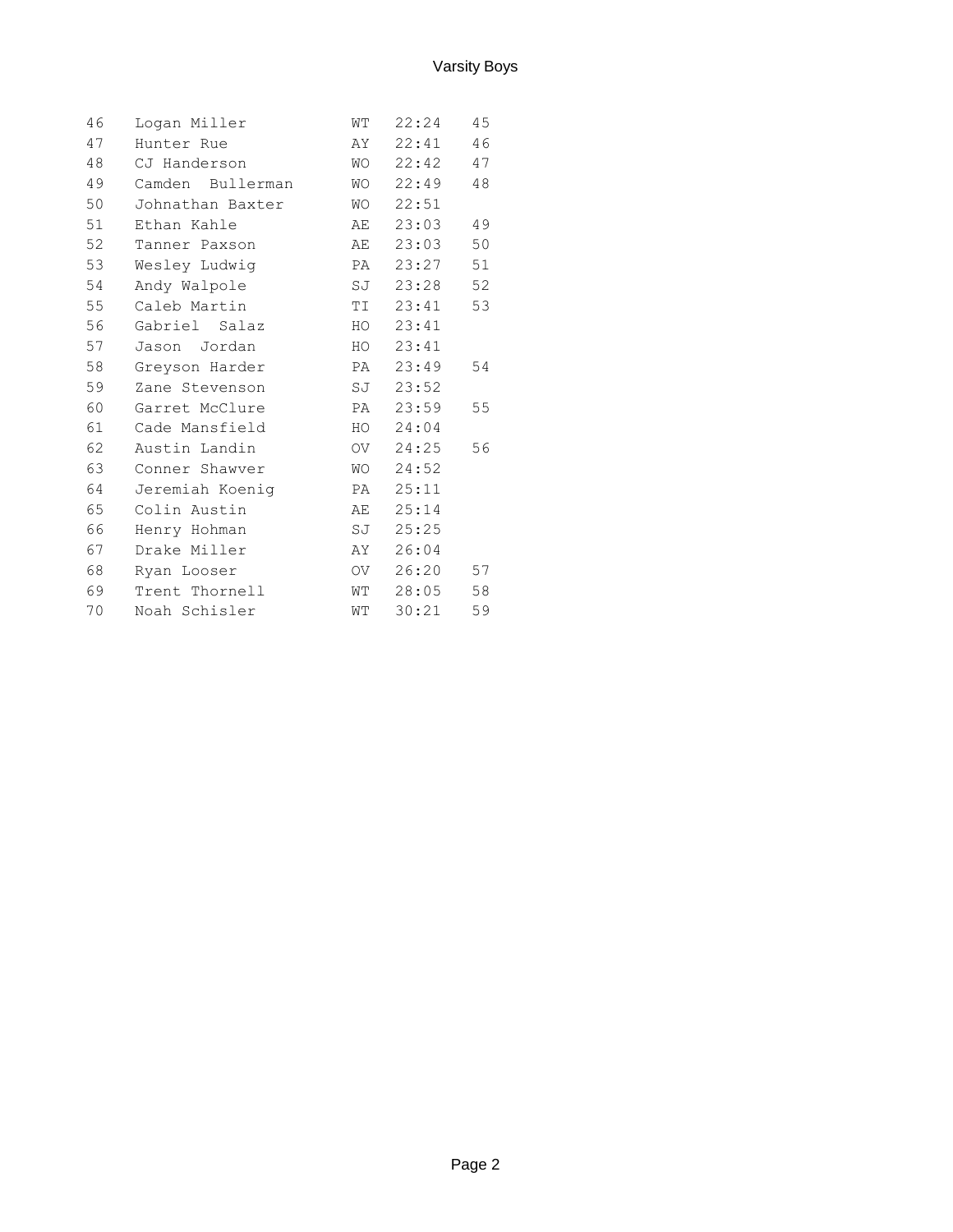## Varsity Boys

| | | | | |
|---|---|---|---|---|
| 46 | Logan Miller | WT | 22:24 | 45 |
| 47 | Hunter Rue | AY | 22:41 | 46 |
| 48 | CJ Handerson | WO | 22:42 | 47 |
| 49 | Camden Bullerman | WO | 22:49 | 48 |
| 50 | Johnathan Baxter | WO | 22:51 | |
| 51 | Ethan Kahle | AE | 23:03 | 49 |
| 52 | Tanner Paxson | AE | 23:03 | 50 |
| 53 | Wesley Ludwig | PA | 23:27 | 51 |
| 54 | Andy Walpole | SJ | 23:28 | 52 |
| 55 | Caleb Martin | TI | 23:41 | 53 |
| 56 | Gabriel Salaz | HO | 23:41 | |
| 57 | Jason Jordan | HO | 23:41 | |
| 58 | Greyson Harder | PA | 23:49 | 54 |
| 59 | Zane Stevenson | SJ | 23:52 | |
| 60 | Garret McClure | PA | 23:59 | 55 |
| 61 | Cade Mansfield | HO | 24:04 | |
| 62 | Austin Landin | OV | 24:25 | 56 |
| 63 | Conner Shawver | WO | 24:52 | |
| 64 | Jeremiah Koenig | PA | 25:11 | |
| 65 | Colin Austin | AE | 25:14 | |
| 66 | Henry Hohman | SJ | 25:25 | |
| 67 | Drake Miller | AY | 26:04 | |
| 68 | Ryan Looser | OV | 26:20 | 57 |
| 69 | Trent Thornell | WT | 28:05 | 58 |
| 70 | Noah Schisler | WT | 30:21 | 59 |